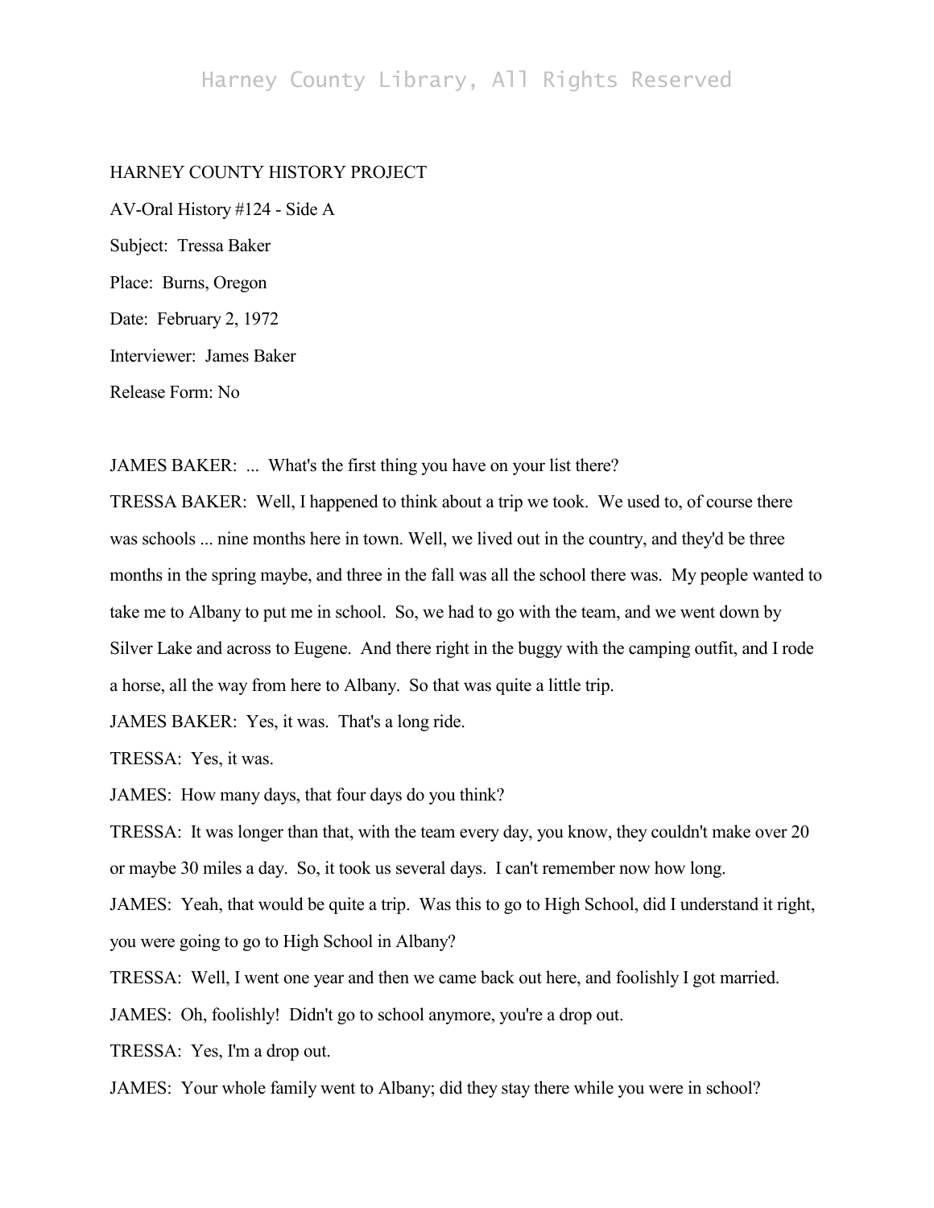HARNEY COUNTY HISTORY PROJECT

AV-Oral History #124 - Side A

Subject: Tressa Baker

Place: Burns, Oregon

Date: February 2, 1972

Interviewer: James Baker

Release Form: No

JAMES BAKER: ... What's the first thing you have on your list there?

TRESSA BAKER: Well, I happened to think about a trip we took. We used to, of course there was schools ... nine months here in town. Well, we lived out in the country, and they'd be three months in the spring maybe, and three in the fall was all the school there was. My people wanted to take me to Albany to put me in school. So, we had to go with the team, and we went down by Silver Lake and across to Eugene. And there right in the buggy with the camping outfit, and I rode a horse, all the way from here to Albany. So that was quite a little trip.

JAMES BAKER: Yes, it was. That's a long ride.

TRESSA: Yes, it was.

JAMES: How many days, that four days do you think?

TRESSA: It was longer than that, with the team every day, you know, they couldn't make over 20 or maybe 30 miles a day. So, it took us several days. I can't remember now how long.

JAMES: Yeah, that would be quite a trip. Was this to go to High School, did I understand it right, you were going to go to High School in Albany?

TRESSA: Well, I went one year and then we came back out here, and foolishly I got married.

JAMES: Oh, foolishly! Didn't go to school anymore, you're a drop out.

TRESSA: Yes, I'm a drop out.

JAMES: Your whole family went to Albany; did they stay there while you were in school?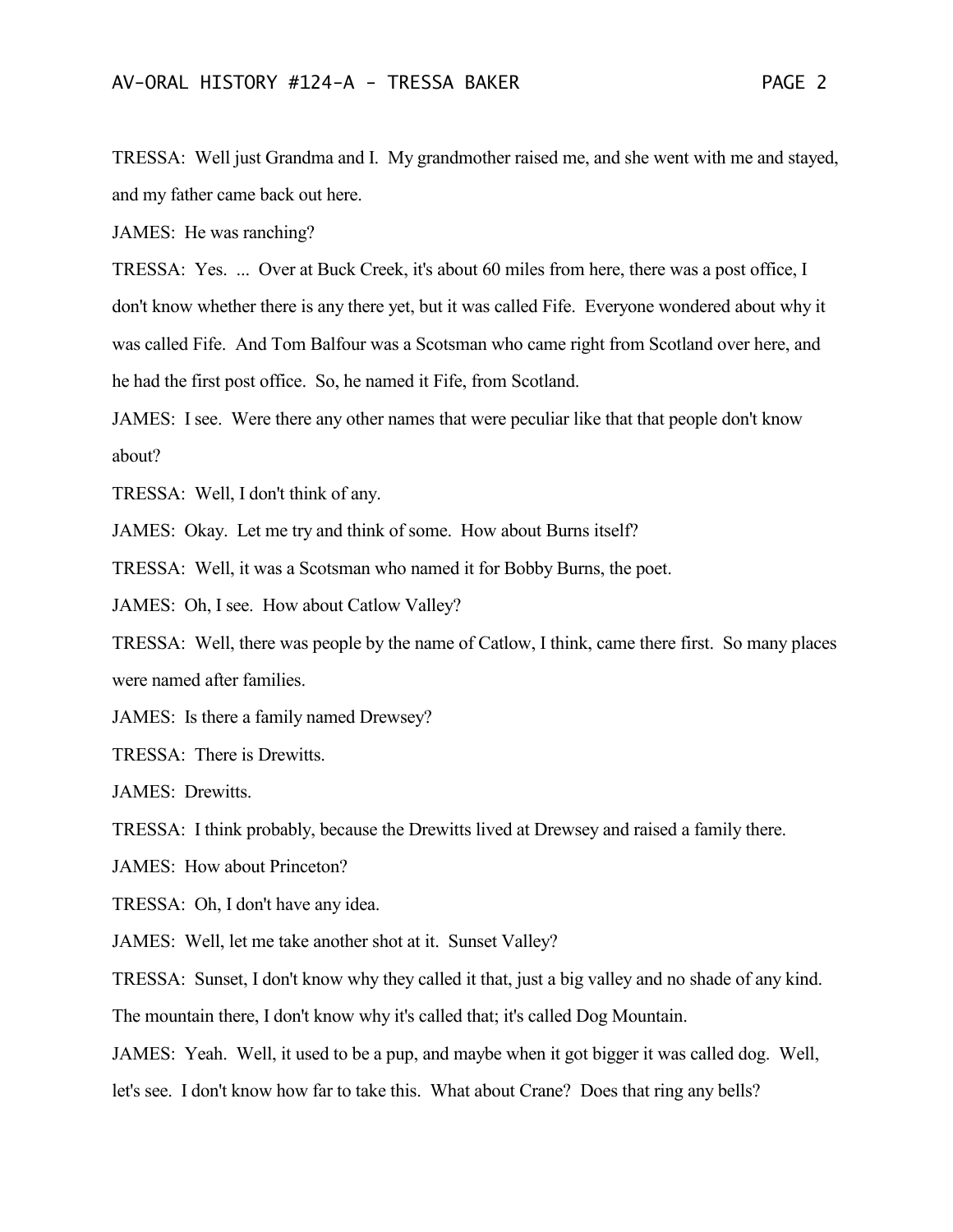TRESSA: Well just Grandma and I. My grandmother raised me, and she went with me and stayed, and my father came back out here.

JAMES: He was ranching?

TRESSA: Yes. ... Over at Buck Creek, it's about 60 miles from here, there was a post office, I don't know whether there is any there yet, but it was called Fife. Everyone wondered about why it was called Fife. And Tom Balfour was a Scotsman who came right from Scotland over here, and he had the first post office. So, he named it Fife, from Scotland.

JAMES: I see. Were there any other names that were peculiar like that that people don't know about?

TRESSA: Well, I don't think of any.

JAMES: Okay. Let me try and think of some. How about Burns itself?

TRESSA: Well, it was a Scotsman who named it for Bobby Burns, the poet.

JAMES: Oh, I see. How about Catlow Valley?

TRESSA: Well, there was people by the name of Catlow, I think, came there first. So many places were named after families.

JAMES: Is there a family named Drewsey?

TRESSA: There is Drewitts.

JAMES: Drewitts.

TRESSA: I think probably, because the Drewitts lived at Drewsey and raised a family there.

JAMES: How about Princeton?

TRESSA: Oh, I don't have any idea.

JAMES: Well, let me take another shot at it. Sunset Valley?

TRESSA: Sunset, I don't know why they called it that, just a big valley and no shade of any kind. The mountain there, I don't know why it's called that; it's called Dog Mountain.

JAMES: Yeah. Well, it used to be a pup, and maybe when it got bigger it was called dog. Well, let's see. I don't know how far to take this. What about Crane? Does that ring any bells?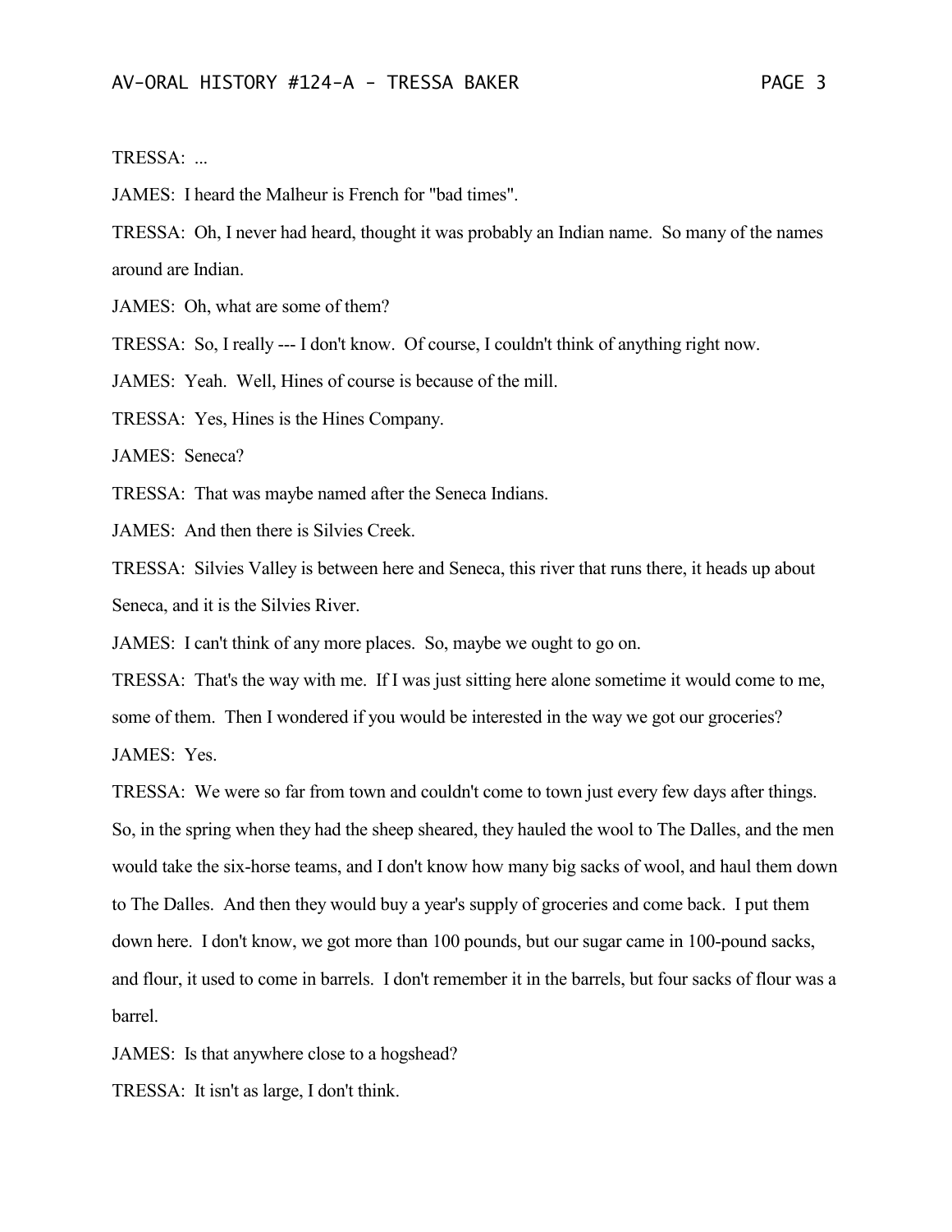TRESSA: ...

JAMES: I heard the Malheur is French for "bad times".

TRESSA: Oh, I never had heard, thought it was probably an Indian name. So many of the names around are Indian.

JAMES: Oh, what are some of them?

TRESSA: So, I really --- I don't know. Of course, I couldn't think of anything right now.

JAMES: Yeah. Well, Hines of course is because of the mill.

TRESSA: Yes, Hines is the Hines Company.

JAMES: Seneca?

TRESSA: That was maybe named after the Seneca Indians.

JAMES: And then there is Silvies Creek.

TRESSA: Silvies Valley is between here and Seneca, this river that runs there, it heads up about Seneca, and it is the Silvies River.

JAMES: I can't think of any more places. So, maybe we ought to go on.

TRESSA: That's the way with me. If I was just sitting here alone sometime it would come to me, some of them. Then I wondered if you would be interested in the way we got our groceries?

JAMES: Yes.

TRESSA: We were so far from town and couldn't come to town just every few days after things. So, in the spring when they had the sheep sheared, they hauled the wool to The Dalles, and the men would take the six-horse teams, and I don't know how many big sacks of wool, and haul them down to The Dalles. And then they would buy a year's supply of groceries and come back. I put them down here. I don't know, we got more than 100 pounds, but our sugar came in 100-pound sacks, and flour, it used to come in barrels. I don't remember it in the barrels, but four sacks of flour was a barrel.

JAMES: Is that anywhere close to a hogshead?

TRESSA: It isn't as large, I don't think.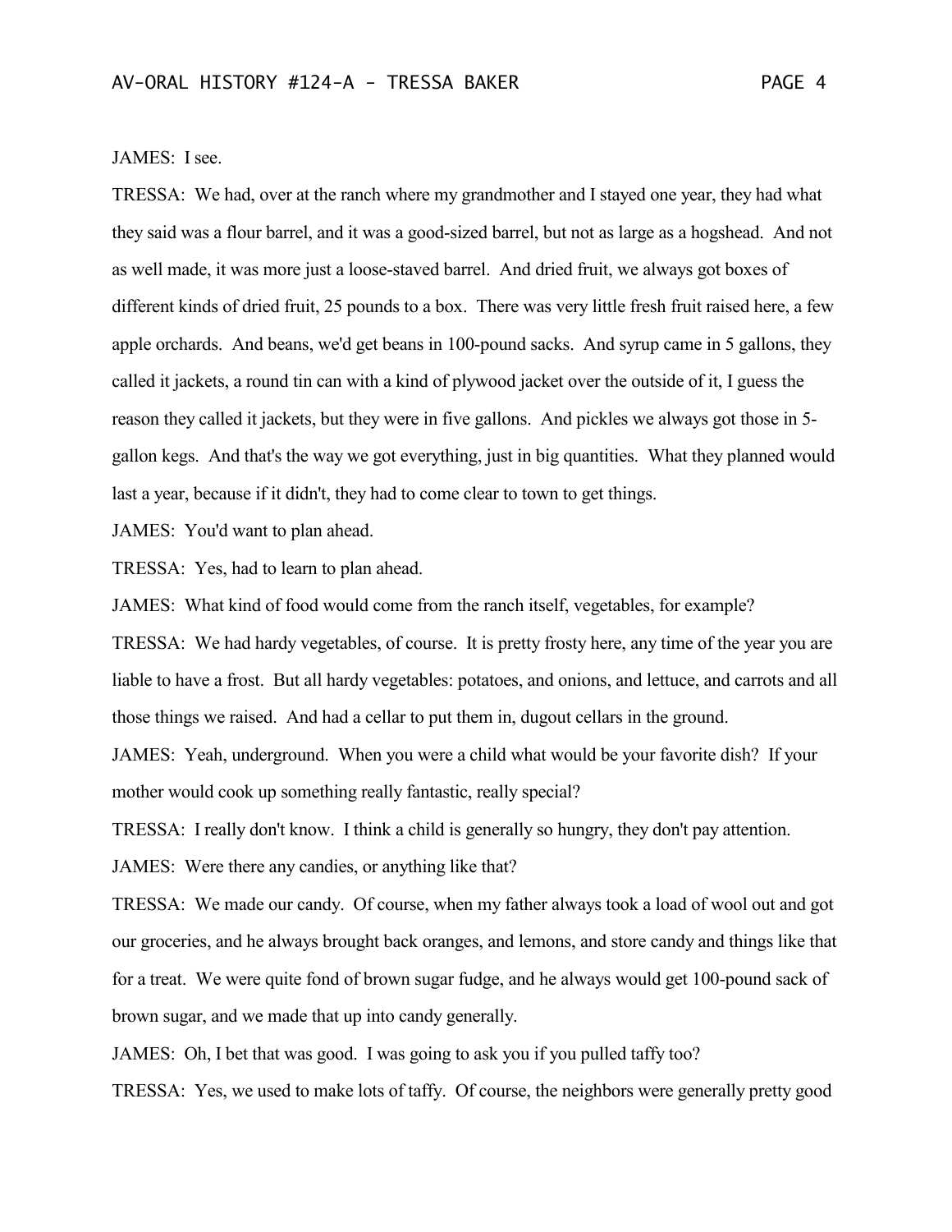JAMES: I see.

TRESSA: We had, over at the ranch where my grandmother and I stayed one year, they had what they said was a flour barrel, and it was a good-sized barrel, but not as large as a hogshead. And not as well made, it was more just a loose-staved barrel. And dried fruit, we always got boxes of different kinds of dried fruit, 25 pounds to a box. There was very little fresh fruit raised here, a few apple orchards. And beans, we'd get beans in 100-pound sacks. And syrup came in 5 gallons, they called it jackets, a round tin can with a kind of plywood jacket over the outside of it, I guess the reason they called it jackets, but they were in five gallons. And pickles we always got those in 5-gallon kegs. And that's the way we got everything, just in big quantities. What they planned would last a year, because if it didn't, they had to come clear to town to get things.

JAMES: You'd want to plan ahead.

TRESSA: Yes, had to learn to plan ahead.

JAMES: What kind of food would come from the ranch itself, vegetables, for example?

TRESSA: We had hardy vegetables, of course. It is pretty frosty here, any time of the year you are liable to have a frost. But all hardy vegetables: potatoes, and onions, and lettuce, and carrots and all those things we raised. And had a cellar to put them in, dugout cellars in the ground.

JAMES: Yeah, underground. When you were a child what would be your favorite dish? If your mother would cook up something really fantastic, really special?

TRESSA: I really don't know. I think a child is generally so hungry, they don't pay attention.

JAMES: Were there any candies, or anything like that?

TRESSA: We made our candy. Of course, when my father always took a load of wool out and got our groceries, and he always brought back oranges, and lemons, and store candy and things like that for a treat. We were quite fond of brown sugar fudge, and he always would get 100-pound sack of brown sugar, and we made that up into candy generally.

JAMES: Oh, I bet that was good. I was going to ask you if you pulled taffy too?

TRESSA: Yes, we used to make lots of taffy. Of course, the neighbors were generally pretty good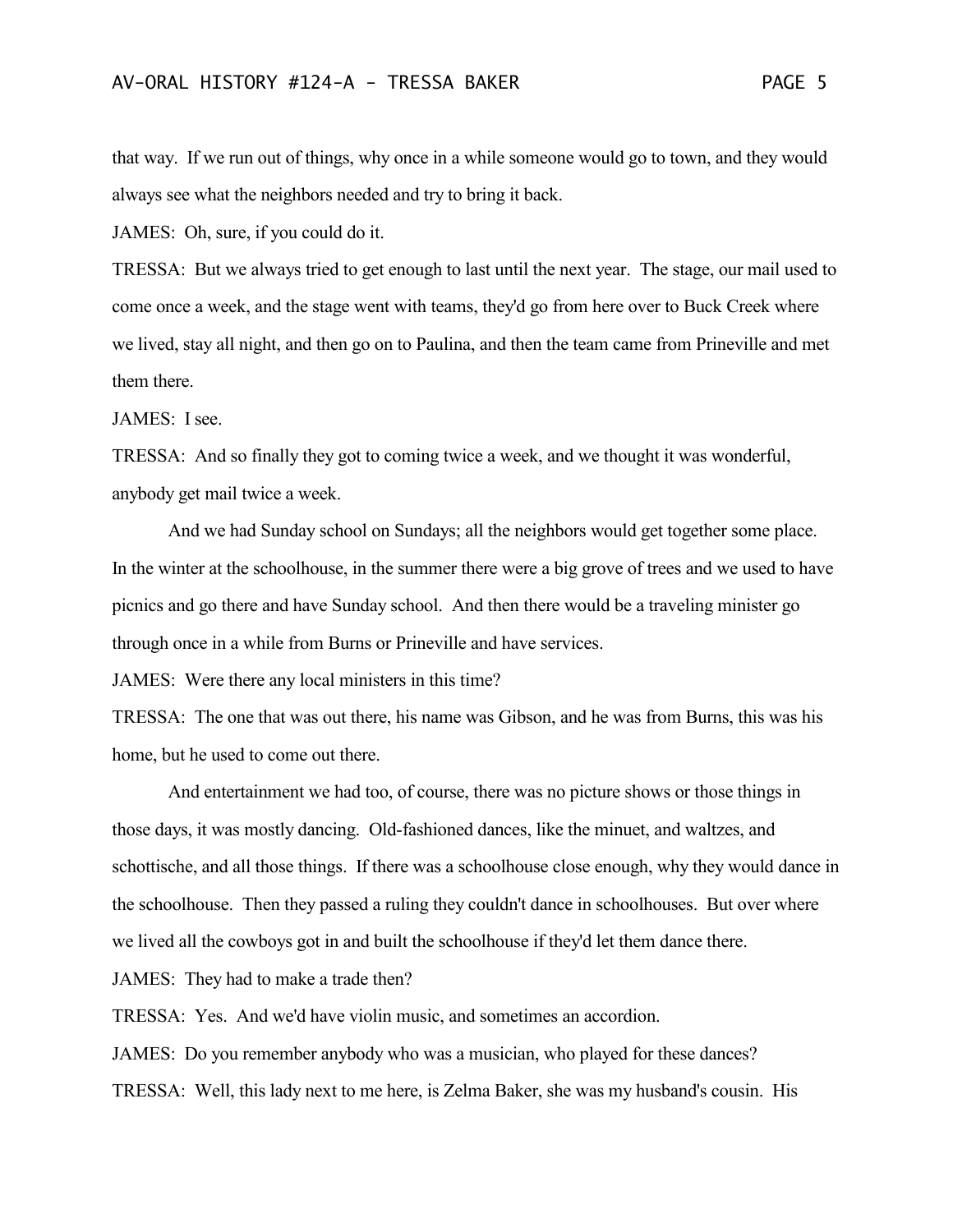that way. If we run out of things, why once in a while someone would go to town, and they would always see what the neighbors needed and try to bring it back.

JAMES: Oh, sure, if you could do it.

TRESSA: But we always tried to get enough to last until the next year. The stage, our mail used to come once a week, and the stage went with teams, they'd go from here over to Buck Creek where we lived, stay all night, and then go on to Paulina, and then the team came from Prineville and met them there.

JAMES: I see.

TRESSA: And so finally they got to coming twice a week, and we thought it was wonderful, anybody get mail twice a week.

And we had Sunday school on Sundays; all the neighbors would get together some place. In the winter at the schoolhouse, in the summer there were a big grove of trees and we used to have picnics and go there and have Sunday school. And then there would be a traveling minister go through once in a while from Burns or Prineville and have services.

JAMES: Were there any local ministers in this time?

TRESSA: The one that was out there, his name was Gibson, and he was from Burns, this was his home, but he used to come out there.

And entertainment we had too, of course, there was no picture shows or those things in those days, it was mostly dancing. Old-fashioned dances, like the minuet, and waltzes, and schottische, and all those things. If there was a schoolhouse close enough, why they would dance in the schoolhouse. Then they passed a ruling they couldn't dance in schoolhouses. But over where we lived all the cowboys got in and built the schoolhouse if they'd let them dance there.

JAMES: They had to make a trade then?

TRESSA: Yes. And we'd have violin music, and sometimes an accordion.

JAMES: Do you remember anybody who was a musician, who played for these dances?

TRESSA: Well, this lady next to me here, is Zelma Baker, she was my husband's cousin. His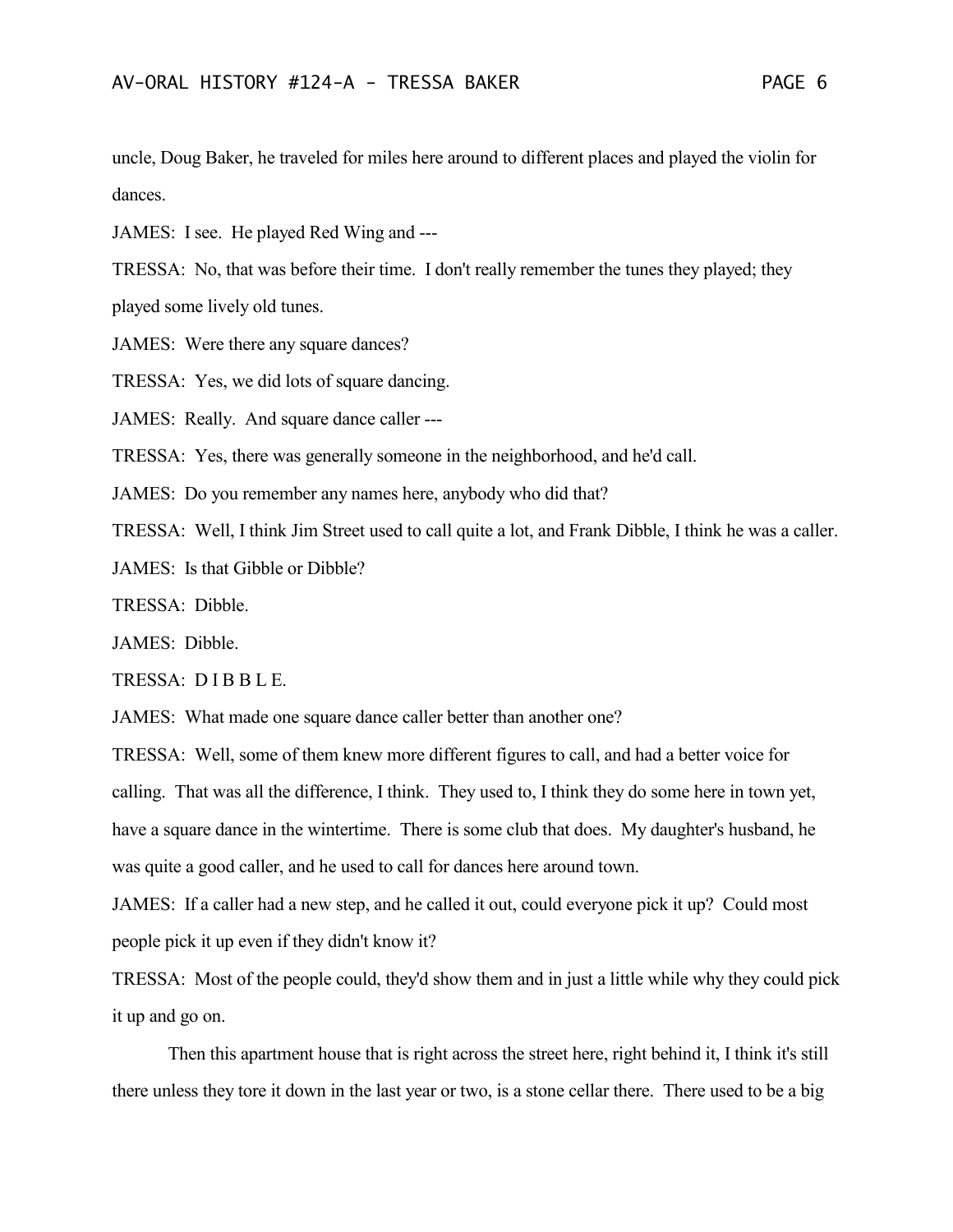uncle, Doug Baker, he traveled for miles here around to different places and played the violin for dances.

JAMES: I see. He played Red Wing and ---

TRESSA: No, that was before their time. I don't really remember the tunes they played; they played some lively old tunes.

JAMES: Were there any square dances?

TRESSA: Yes, we did lots of square dancing.

JAMES: Really. And square dance caller ---

TRESSA: Yes, there was generally someone in the neighborhood, and he'd call.

JAMES: Do you remember any names here, anybody who did that?

TRESSA: Well, I think Jim Street used to call quite a lot, and Frank Dibble, I think he was a caller.

JAMES: Is that Gibble or Dibble?

TRESSA: Dibble.

JAMES: Dibble.

TRESSA: D I B B L E.

JAMES: What made one square dance caller better than another one?

TRESSA: Well, some of them knew more different figures to call, and had a better voice for calling. That was all the difference, I think. They used to, I think they do some here in town yet, have a square dance in the wintertime. There is some club that does. My daughter's husband, he was quite a good caller, and he used to call for dances here around town.

JAMES: If a caller had a new step, and he called it out, could everyone pick it up? Could most people pick it up even if they didn't know it?

TRESSA: Most of the people could, they'd show them and in just a little while why they could pick it up and go on.

Then this apartment house that is right across the street here, right behind it, I think it's still there unless they tore it down in the last year or two, is a stone cellar there. There used to be a big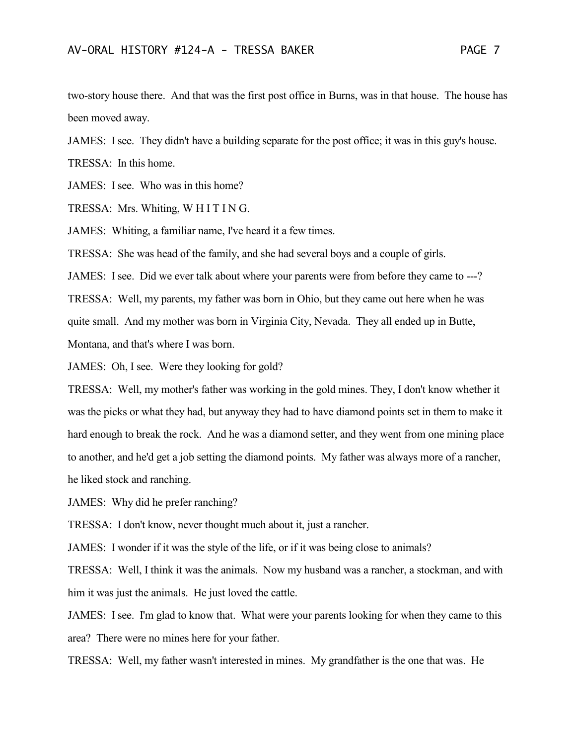two-story house there. And that was the first post office in Burns, was in that house. The house has been moved away.

JAMES: I see. They didn't have a building separate for the post office; it was in this guy's house.

TRESSA: In this home.

JAMES: I see. Who was in this home?

TRESSA: Mrs. Whiting, W H I T I N G.

JAMES: Whiting, a familiar name, I've heard it a few times.

TRESSA: She was head of the family, and she had several boys and a couple of girls.

JAMES: I see. Did we ever talk about where your parents were from before they came to ---?

TRESSA: Well, my parents, my father was born in Ohio, but they came out here when he was quite small. And my mother was born in Virginia City, Nevada. They all ended up in Butte, Montana, and that's where I was born.

JAMES: Oh, I see. Were they looking for gold?

TRESSA: Well, my mother's father was working in the gold mines. They, I don't know whether it was the picks or what they had, but anyway they had to have diamond points set in them to make it hard enough to break the rock. And he was a diamond setter, and they went from one mining place to another, and he'd get a job setting the diamond points. My father was always more of a rancher, he liked stock and ranching.

JAMES: Why did he prefer ranching?

TRESSA: I don't know, never thought much about it, just a rancher.

JAMES: I wonder if it was the style of the life, or if it was being close to animals?

TRESSA: Well, I think it was the animals. Now my husband was a rancher, a stockman, and with him it was just the animals. He just loved the cattle.

JAMES: I see. I'm glad to know that. What were your parents looking for when they came to this area? There were no mines here for your father.

TRESSA: Well, my father wasn't interested in mines. My grandfather is the one that was. He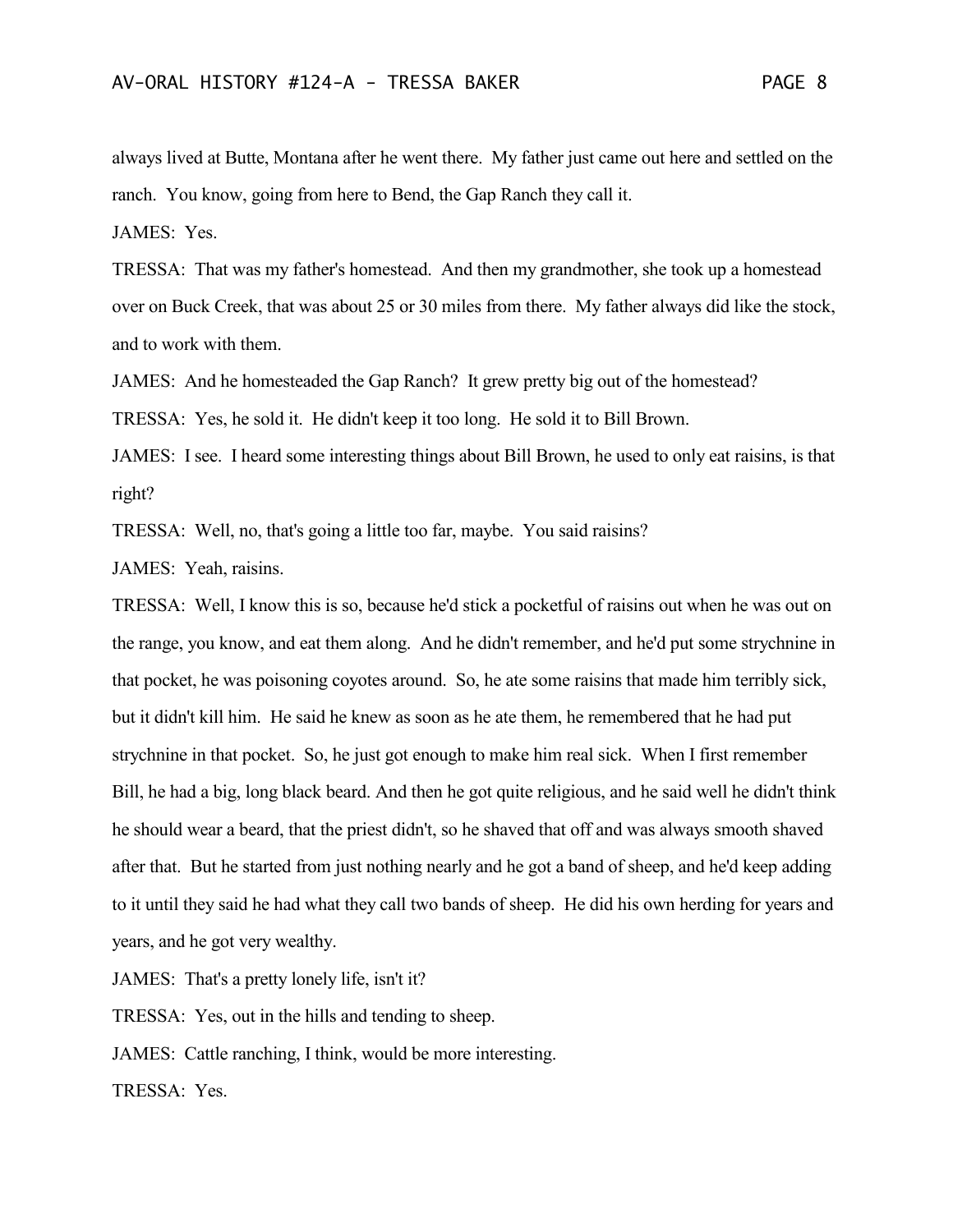always lived at Butte, Montana after he went there. My father just came out here and settled on the ranch. You know, going from here to Bend, the Gap Ranch they call it.

JAMES: Yes.

TRESSA: That was my father's homestead. And then my grandmother, she took up a homestead over on Buck Creek, that was about 25 or 30 miles from there. My father always did like the stock, and to work with them.

JAMES: And he homesteaded the Gap Ranch? It grew pretty big out of the homestead?

TRESSA: Yes, he sold it. He didn't keep it too long. He sold it to Bill Brown.

JAMES: I see. I heard some interesting things about Bill Brown, he used to only eat raisins, is that right?

TRESSA: Well, no, that's going a little too far, maybe. You said raisins?

JAMES: Yeah, raisins.

TRESSA: Well, I know this is so, because he'd stick a pocketful of raisins out when he was out on the range, you know, and eat them along. And he didn't remember, and he'd put some strychnine in that pocket, he was poisoning coyotes around. So, he ate some raisins that made him terribly sick, but it didn't kill him. He said he knew as soon as he ate them, he remembered that he had put strychnine in that pocket. So, he just got enough to make him real sick. When I first remember Bill, he had a big, long black beard. And then he got quite religious, and he said well he didn't think he should wear a beard, that the priest didn't, so he shaved that off and was always smooth shaved after that. But he started from just nothing nearly and he got a band of sheep, and he'd keep adding to it until they said he had what they call two bands of sheep. He did his own herding for years and years, and he got very wealthy.

JAMES: That's a pretty lonely life, isn't it?

TRESSA: Yes, out in the hills and tending to sheep.

JAMES: Cattle ranching, I think, would be more interesting.

TRESSA: Yes.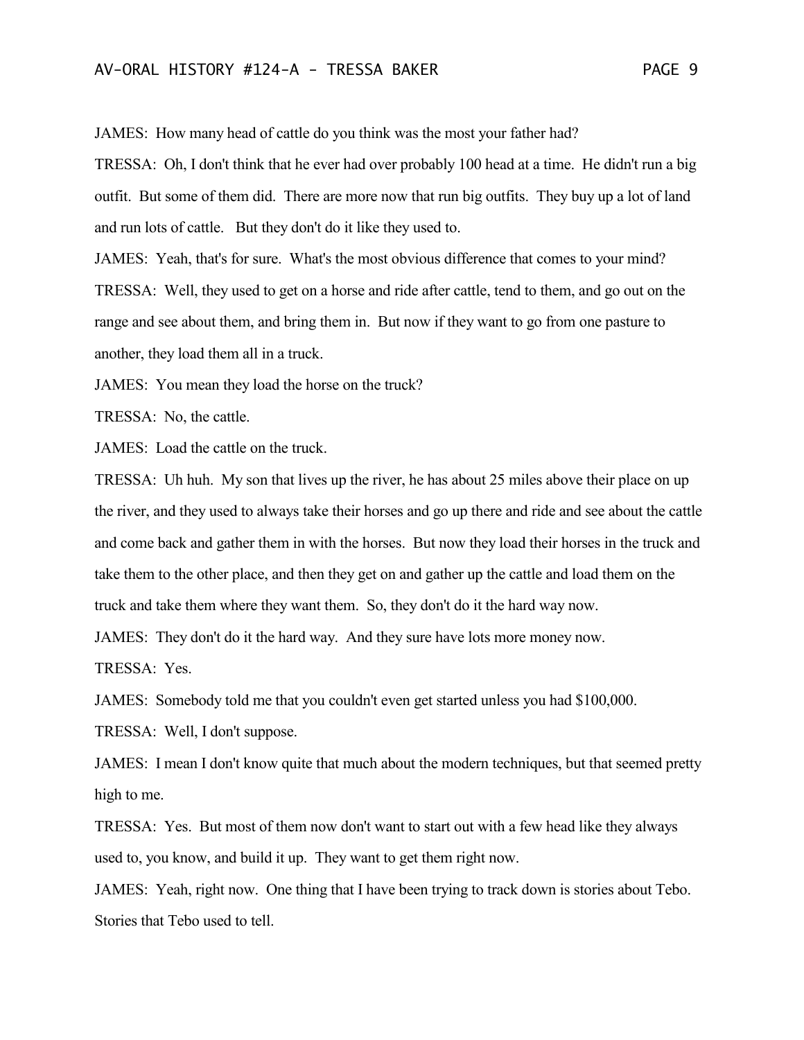JAMES: How many head of cattle do you think was the most your father had?

TRESSA: Oh, I don't think that he ever had over probably 100 head at a time. He didn't run a big outfit. But some of them did. There are more now that run big outfits. They buy up a lot of land and run lots of cattle. But they don't do it like they used to.

JAMES: Yeah, that's for sure. What's the most obvious difference that comes to your mind?

TRESSA: Well, they used to get on a horse and ride after cattle, tend to them, and go out on the range and see about them, and bring them in. But now if they want to go from one pasture to another, they load them all in a truck.

JAMES: You mean they load the horse on the truck?

TRESSA: No, the cattle.

JAMES: Load the cattle on the truck.

TRESSA: Uh huh. My son that lives up the river, he has about 25 miles above their place on up the river, and they used to always take their horses and go up there and ride and see about the cattle and come back and gather them in with the horses. But now they load their horses in the truck and take them to the other place, and then they get on and gather up the cattle and load them on the truck and take them where they want them. So, they don't do it the hard way now.

JAMES: They don't do it the hard way. And they sure have lots more money now.

TRESSA: Yes.

JAMES: Somebody told me that you couldn't even get started unless you had $100,000.

TRESSA: Well, I don't suppose.

JAMES: I mean I don't know quite that much about the modern techniques, but that seemed pretty high to me.

TRESSA: Yes. But most of them now don't want to start out with a few head like they always used to, you know, and build it up. They want to get them right now.

JAMES: Yeah, right now. One thing that I have been trying to track down is stories about Tebo. Stories that Tebo used to tell.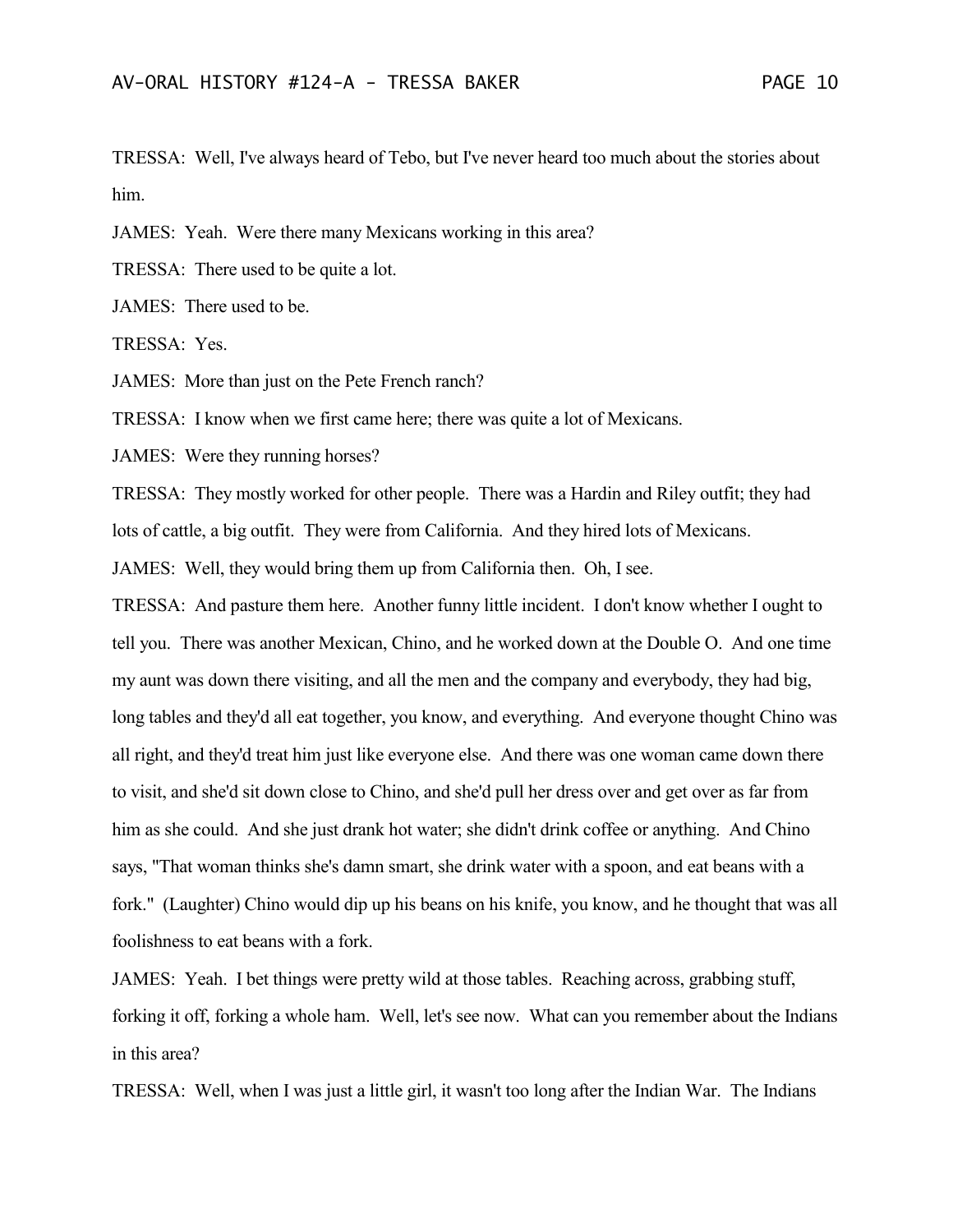TRESSA: Well, I've always heard of Tebo, but I've never heard too much about the stories about him.

JAMES: Yeah. Were there many Mexicans working in this area?

TRESSA: There used to be quite a lot.

JAMES: There used to be.

TRESSA: Yes.

JAMES: More than just on the Pete French ranch?

TRESSA: I know when we first came here; there was quite a lot of Mexicans.

JAMES: Were they running horses?

TRESSA: They mostly worked for other people. There was a Hardin and Riley outfit; they had lots of cattle, a big outfit. They were from California. And they hired lots of Mexicans.

JAMES: Well, they would bring them up from California then. Oh, I see.

TRESSA: And pasture them here. Another funny little incident. I don't know whether I ought to tell you. There was another Mexican, Chino, and he worked down at the Double O. And one time my aunt was down there visiting, and all the men and the company and everybody, they had big, long tables and they'd all eat together, you know, and everything. And everyone thought Chino was all right, and they'd treat him just like everyone else. And there was one woman came down there to visit, and she'd sit down close to Chino, and she'd pull her dress over and get over as far from him as she could. And she just drank hot water; she didn't drink coffee or anything. And Chino says, "That woman thinks she's damn smart, she drink water with a spoon, and eat beans with a fork." (Laughter) Chino would dip up his beans on his knife, you know, and he thought that was all foolishness to eat beans with a fork.

JAMES: Yeah. I bet things were pretty wild at those tables. Reaching across, grabbing stuff, forking it off, forking a whole ham. Well, let's see now. What can you remember about the Indians in this area?

TRESSA: Well, when I was just a little girl, it wasn't too long after the Indian War. The Indians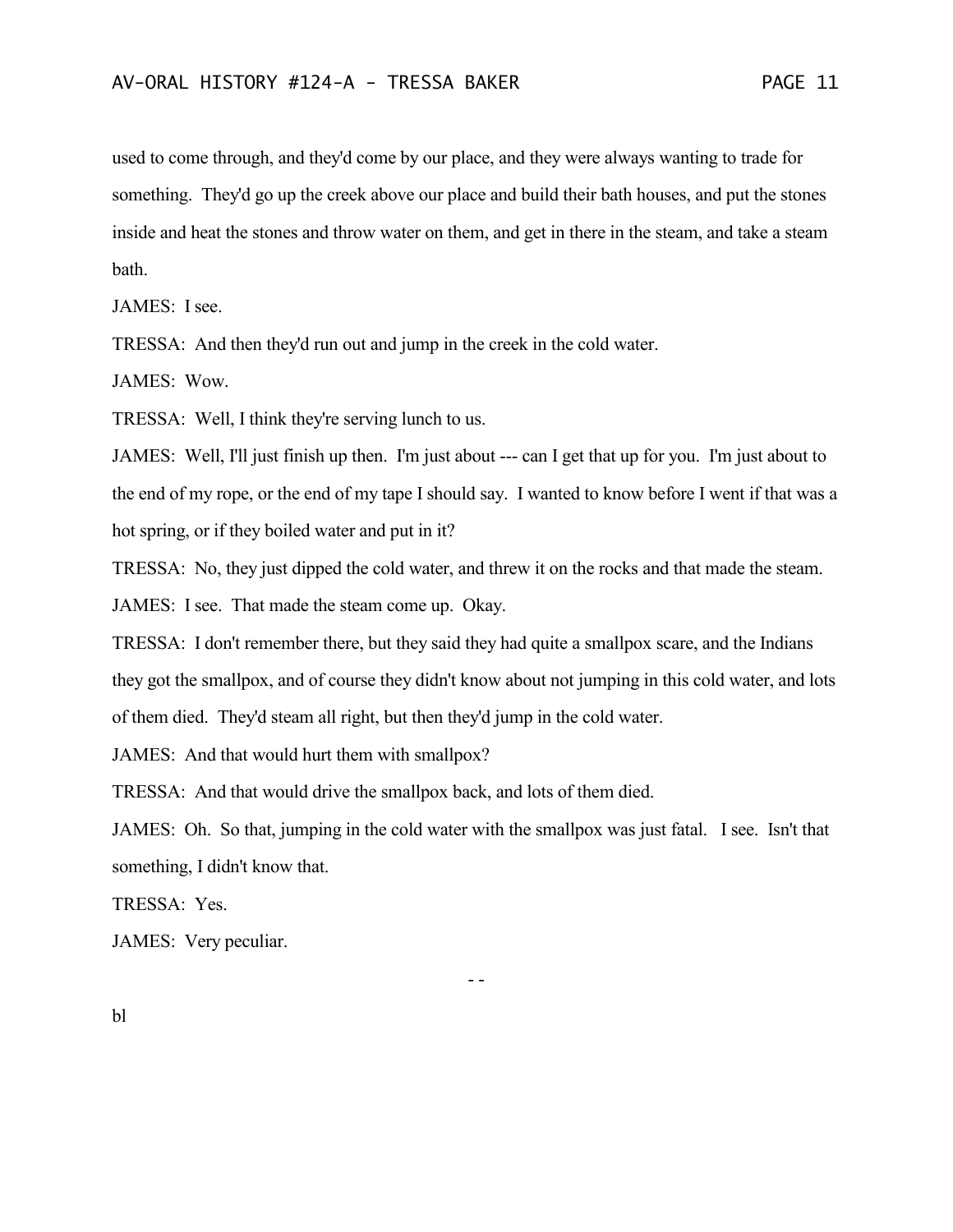used to come through, and they'd come by our place, and they were always wanting to trade for something. They'd go up the creek above our place and build their bath houses, and put the stones inside and heat the stones and throw water on them, and get in there in the steam, and take a steam bath.

JAMES: I see.

TRESSA: And then they'd run out and jump in the creek in the cold water.

JAMES: Wow.

TRESSA: Well, I think they're serving lunch to us.

JAMES: Well, I'll just finish up then. I'm just about --- can I get that up for you. I'm just about to the end of my rope, or the end of my tape I should say. I wanted to know before I went if that was a hot spring, or if they boiled water and put in it?

TRESSA: No, they just dipped the cold water, and threw it on the rocks and that made the steam.

JAMES: I see. That made the steam come up. Okay.

TRESSA: I don't remember there, but they said they had quite a smallpox scare, and the Indians they got the smallpox, and of course they didn't know about not jumping in this cold water, and lots of them died. They'd steam all right, but then they'd jump in the cold water.

JAMES: And that would hurt them with smallpox?

TRESSA: And that would drive the smallpox back, and lots of them died.

JAMES: Oh. So that, jumping in the cold water with the smallpox was just fatal. I see. Isn't that something, I didn't know that.

TRESSA: Yes.

JAMES: Very peculiar.

- -

bl